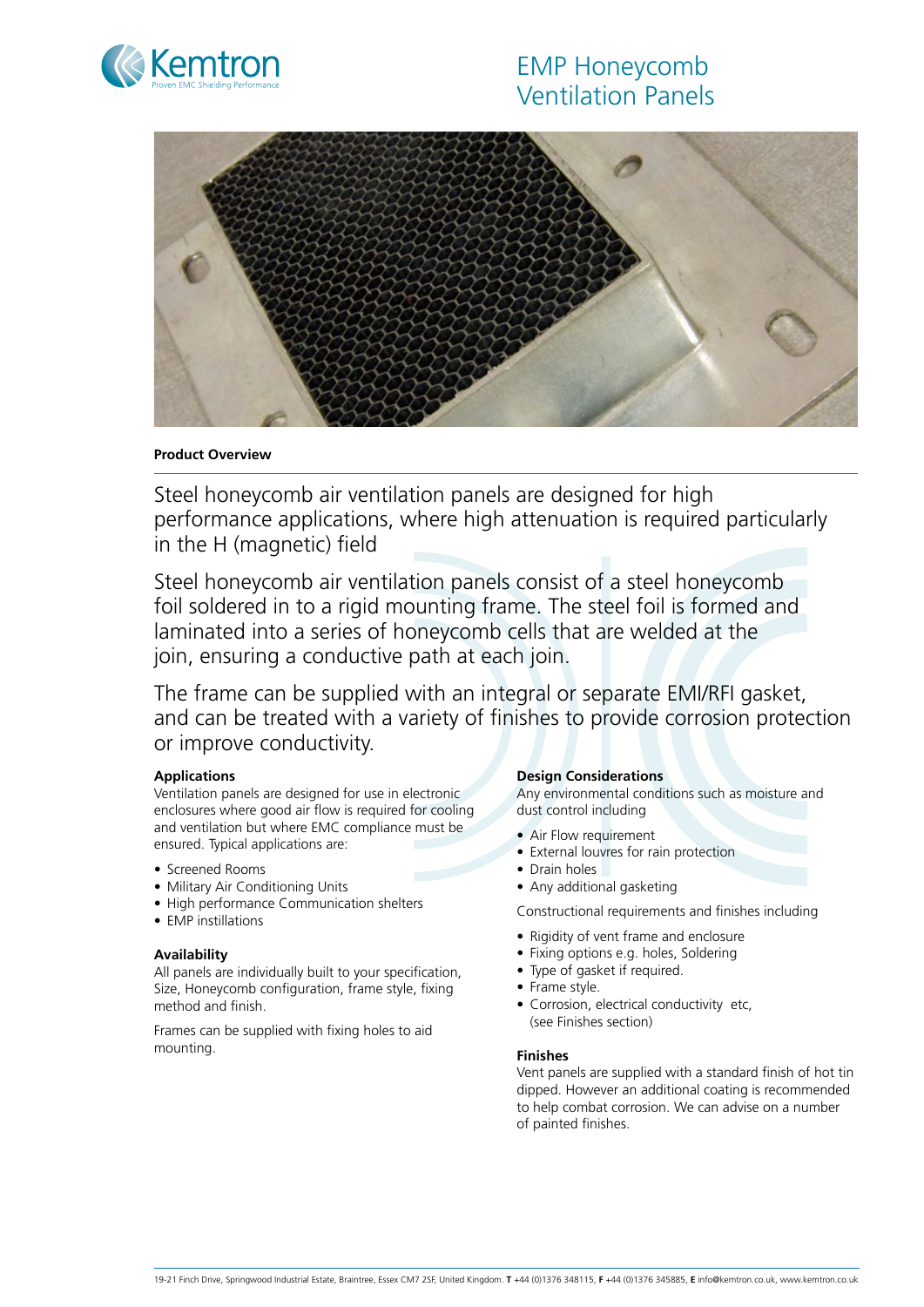Kemtron

Proven EMC Shielding Performance

# EMP Honeycomb Ventilation Panels

**Product Overview**

Steel honeycomb air ventilation panels are designed for high performance applications, where high attenuation is required particularly in the H (magnetic) field

Steel honeycomb air ventilation panels consist of a steel honeycomb foil soldered in to a rigid mounting frame. The steel foil is formed and laminated into a series of honeycomb cells that are welded at the join, ensuring a conductive path at each join.

The frame can be supplied with an integral or separate EMI/RFI gasket, and can be treated with a variety of finishes to provide corrosion protection or improve conductivity.

### Applications

Ventilation panels are designed for use in electronic enclosures where good air flow is required for cooling and ventilation but where EMC compliance must be ensured. Typical applications are:

- Screened Rooms
- Military Air Conditioning Units
- High performance Communication shelters
- EMP instillations

### Availability

All panels are individually built to your specification, Size, Honeycomb configuration, frame style, fixing method and finish.

Frames can be supplied with fixing holes to aid mounting.

### Design Considerations

Any environmental conditions such as moisture and dust control including

- Air Flow requirement
- External louvres for rain protection
- Drain holes
- Any additional gasketing

Constructional requirements and finishes including

- Rigidity of vent frame and enclosure
- Fixing options e.g. holes, Soldering
- Type of gasket if required.
- Frame style.
- Corrosion, electrical conductivity etc, (see Finishes section)

### Finishes

Vent panels are supplied with a standard finish of hot tin dipped. However an additional coating is recommended to help combat corrosion. We can advise on a number of painted finishes.

19-21 Finch Drive, Springwood Industrial Estate, Braintree, Essex CM7 2SF, United Kingdom. **T** +44 (0)1376 348115, **F** +44 (0)1376 345885, **E** info@kemtron.co.uk, www.kemtron.co.uk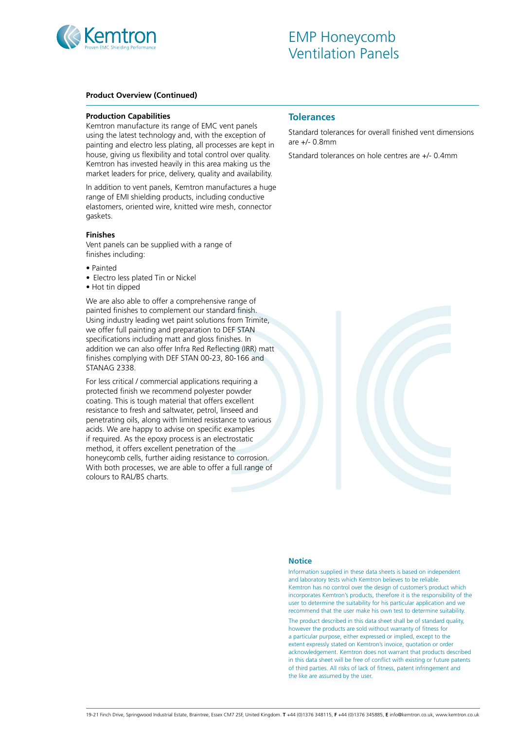# EMP Honeycomb Ventilation Panels

**Product Overview (Continued)**

### Production Capabilities

Kemtron manufacture its range of EMC vent panels using the latest technology and, with the exception of painting and electro less plating, all processes are kept in house, giving us flexibility and total control over quality. Kemtron has invested heavily in this area making us the market leaders for price, delivery, quality and availability.

In addition to vent panels, Kemtron manufactures a huge range of EMI shielding products, including conductive elastomers, oriented wire, knitted wire mesh, connector gaskets.

### Finishes

Vent panels can be supplied with a range of finishes including:

- Painted
- Electro less plated Tin or Nickel
- Hot tin dipped

We are also able to offer a comprehensive range of painted finishes to complement our standard finish. Using industry leading wet paint solutions from Trimite, we offer full painting and preparation to DEF STAN specifications including matt and gloss finishes. In addition we can also offer Infra Red Reflecting (IRR) matt finishes complying with DEF STAN 00-23, 80-166 and STANAG 2338.

For less critical / commercial applications requiring a protected finish we recommend polyester powder coating. This is tough material that offers excellent resistance to fresh and saltwater, petrol, linseed and penetrating oils, along with limited resistance to various acids. We are happy to advise on specific examples if required. As the epoxy process is an electrostatic method, it offers excellent penetration of the honeycomb cells, further aiding resistance to corrosion. With both processes, we are able to offer a full range of colours to RAL/BS charts.

## Tolerances

Standard tolerances for overall finished vent dimensions are +/- 0.8mm

Standard tolerances on hole centres are +/- 0.4mm

### Notice

Information supplied in these data sheets is based on independent and laboratory tests which Kemtron believes to be reliable. Kemtron has no control over the design of customer's product which incorporates Kemtron's products, therefore it is the responsibility of the user to determine the suitability for his particular application and we recommend that the user make his own test to determine suitability.

The product described in this data sheet shall be of standard quality, however the products are sold without warranty of fitness for a particular purpose, either expressed or implied, except to the extent expressly stated on Kemtron's invoice, quotation or order acknowledgement. Kemtron does not warrant that products described in this data sheet will be free of conflict with existing or future patents of third parties. All risks of lack of fitness, patent infringement and the like are assumed by the user.